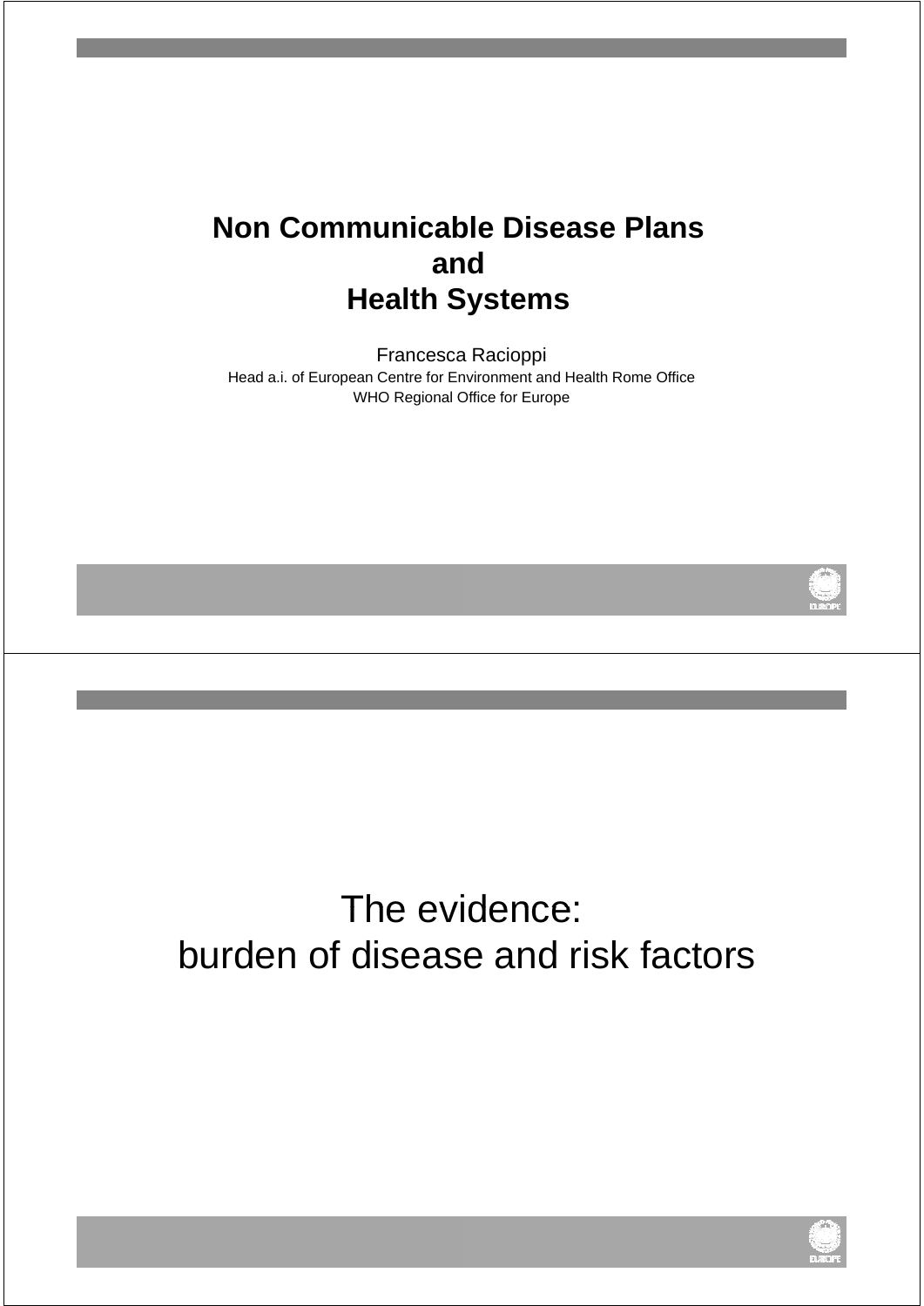# Non Communicable Disease Plans and Health Systems

Francesca Racioppi

Head a.i. of European Centre for Environment and Health Rome Office

WHO Regional Office for Europe

## The evidence: burden of disease and risk factors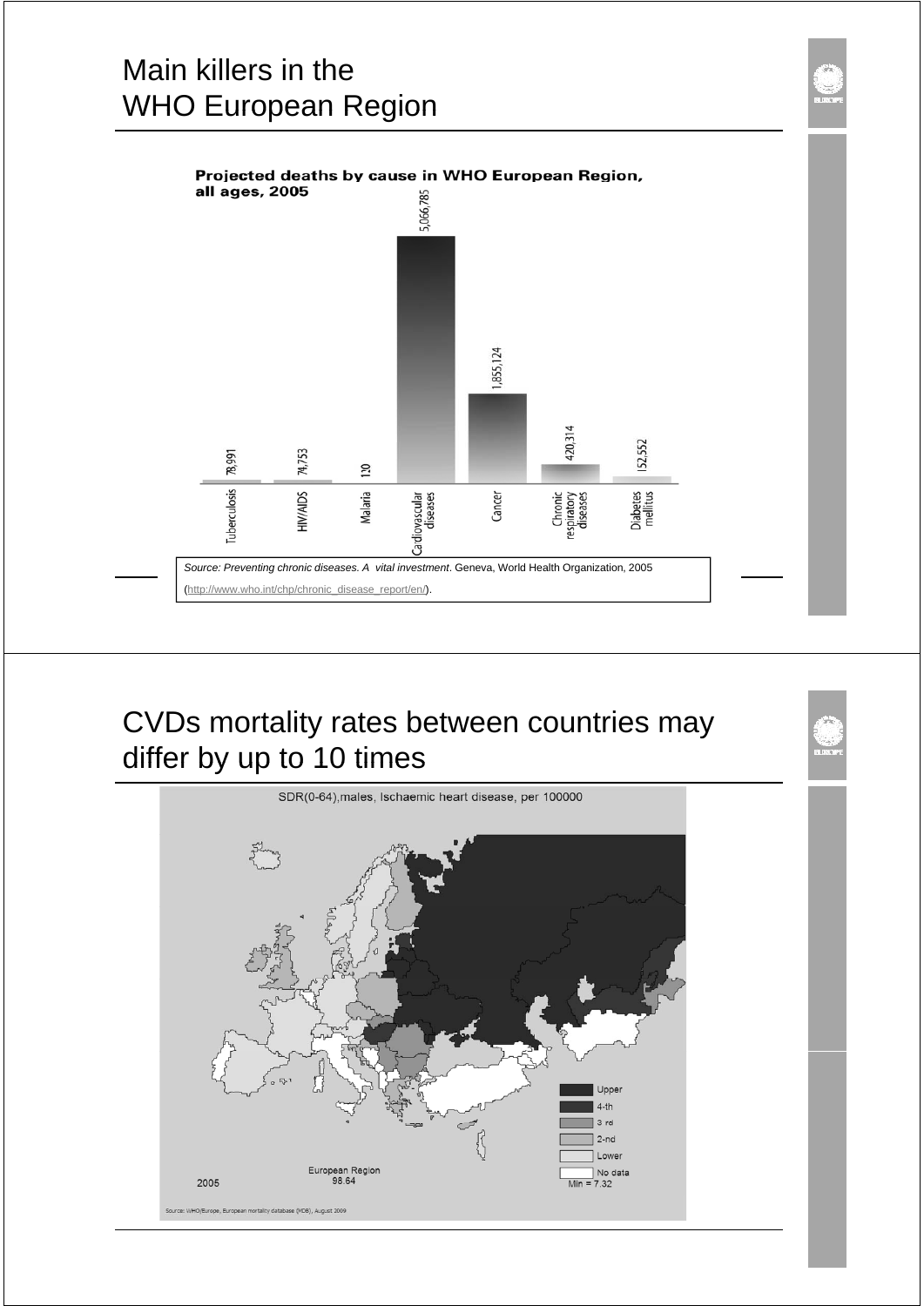# Main killers in the WHO European Region

**Projected deaths by cause in WHO European Region, all ages, 2005**

| Cause | Deaths |
| --- | --- |
| Tuberculosis | 78,991 |
| HIV/AIDS | 74,753 |
| Malaria | 120 |
| Cardiovascular diseases | 5,066,785 |
| Cancer | 1,855,124 |
| Chronic respiratory diseases | 420,314 |
| Diabetes mellitus | 152,552 |

*Source: Preventing chronic diseases. A vital investment*. Geneva, World Health Organization, 2005 (http://www.who.int/chp/chronic_disease_report/en/).

# CVDs mortality rates between countries may differ by up to 10 times

SDR(0-64),males, Ischaemic heart disease, per 100000

Upper
4-th
3 rd
2-nd
Lower
No data

Min = 7.32

European Region 98.64

2005

Source: WHO/Europe, European mortality database (MDB), August 2009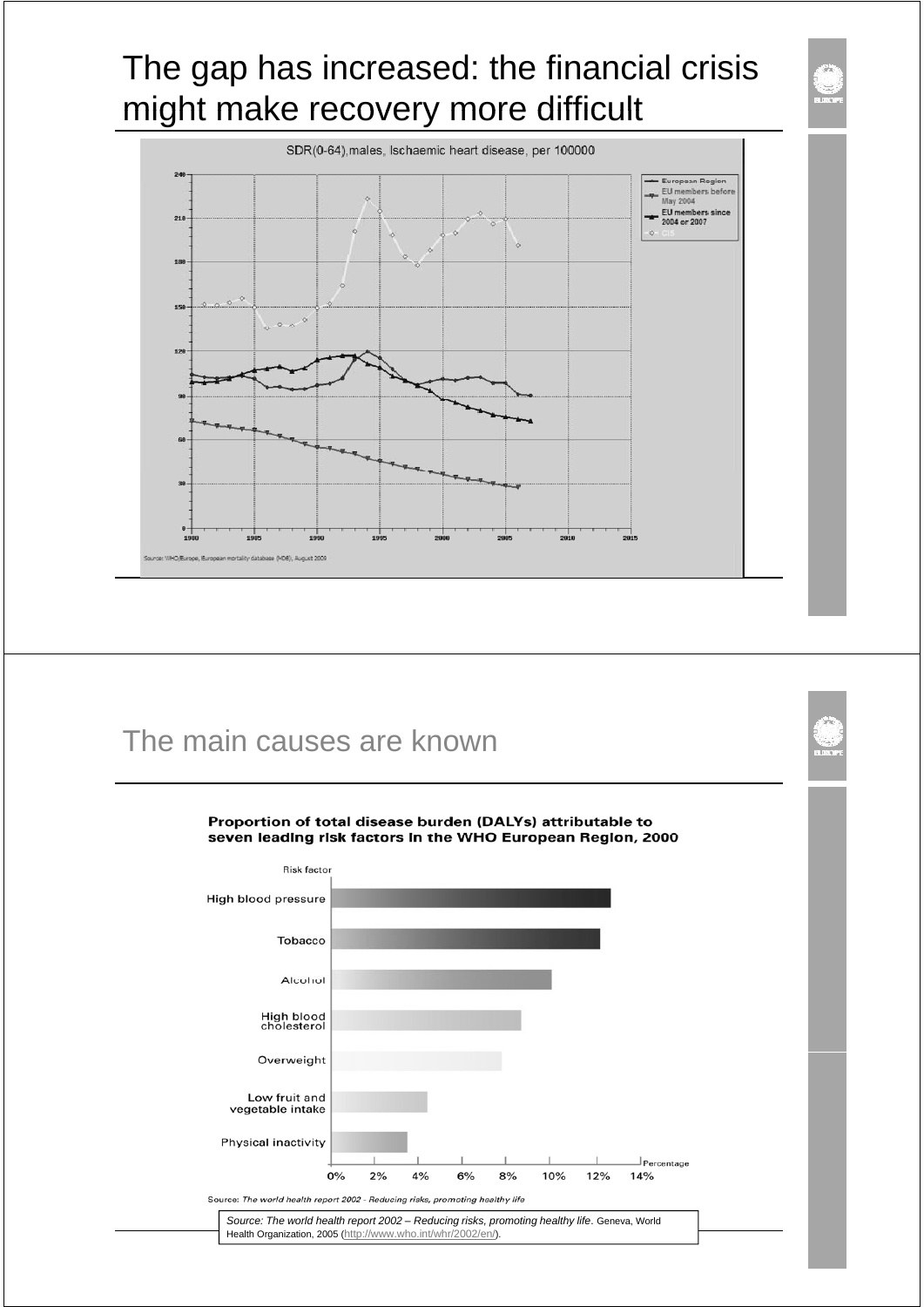## The gap has increased: the financial crisis might make recovery more difficult

SDR(0-64),males, Ischaemic heart disease, per 100000

- European Region
- EU members before May 2004
- EU members since 2004 or 2007
- CIS

Source: WHO/Europe, European mortality database (HDB), August 2009

## The main causes are known

**Proportion of total disease burden (DALYs) attributable to seven leading risk factors in the WHO European Region, 2000**

| Risk factor | Percentage |
|---|---|
| High blood pressure | ~12.6% |
| Tobacco | ~12.2% |
| Alcohol | ~10% |
| High blood cholesterol | ~8.6% |
| Overweight | ~7.8% |
| Low fruit and vegetable intake | ~4.4% |
| Physical inactivity | ~3.5% |

Source: *The world health report 2002 - Reducing risks, promoting healthy life*

*Source: The world health report 2002 – Reducing risks, promoting healthy life.* Geneva, World Health Organization, 2005 (http://www.who.int/whr/2002/en/).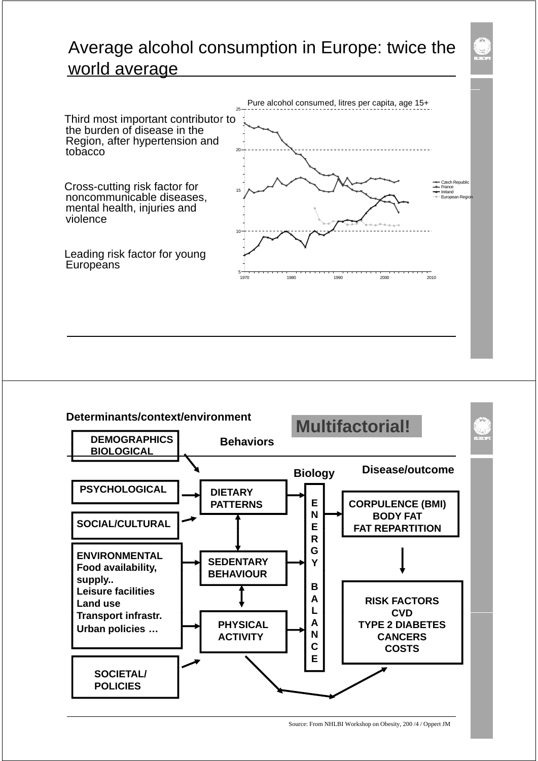# Average alcohol consumption in Europe: twice the world average

- Third most important contributor to the burden of disease in the Region, after hypertension and tobacco

- Cross-cutting risk factor for noncommunicable diseases, mental health, injuries and violence

- Leading risk factor for young Europeans

Pure alcohol consumed, litres per capita, age 15+

Legend: Czech Republic, France, Ireland, European Region

---

**Determinants/context/environment**

**Multifactorial!**

**DEMOGRAPHICS BIOLOGICAL**

**Behaviors**

**Biology**

**Disease/outcome**

**PSYCHOLOGICAL**

**SOCIAL/CULTURAL**

**ENVIRONMENTAL**
**Food availability, supply..**
**Leisure facilities**
**Land use**
**Transport infrastr.**
**Urban policies …**

**SOCIETAL/ POLICIES**

**DIETARY PATTERNS**

**SEDENTARY BEHAVIOUR**

**PHYSICAL ACTIVITY**

**ENERGY BALANCE**

**CORPULENCE (BMI)**
**BODY FAT**
**FAT REPARTITION**

**RISK FACTORS**
**CVD**
**TYPE 2 DIABETES**
**CANCERS**
**COSTS**

Source: From NHLBI Workshop on Obesity, 200 /4 / Oppert JM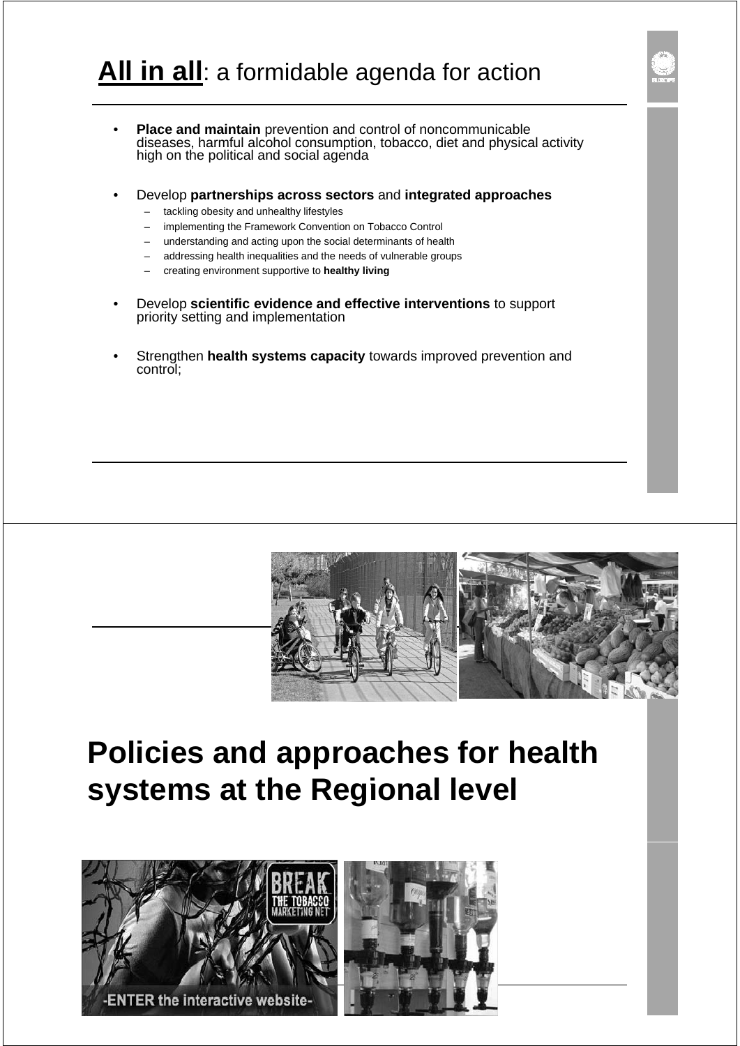# **All in all**: a formidable agenda for action

- **Place and maintain** prevention and control of noncommunicable diseases, harmful alcohol consumption, tobacco, diet and physical activity high on the political and social agenda

- Develop **partnerships across sectors** and **integrated approaches**
  - tackling obesity and unhealthy lifestyles
  - implementing the Framework Convention on Tobacco Control
  - understanding and acting upon the social determinants of health
  - addressing health inequalities and the needs of vulnerable groups
  - creating environment supportive to **healthy living**

- Develop **scientific evidence and effective interventions** to support priority setting and implementation

- Strengthen **health systems capacity** towards improved prevention and control;

# Policies and approaches for health systems at the Regional level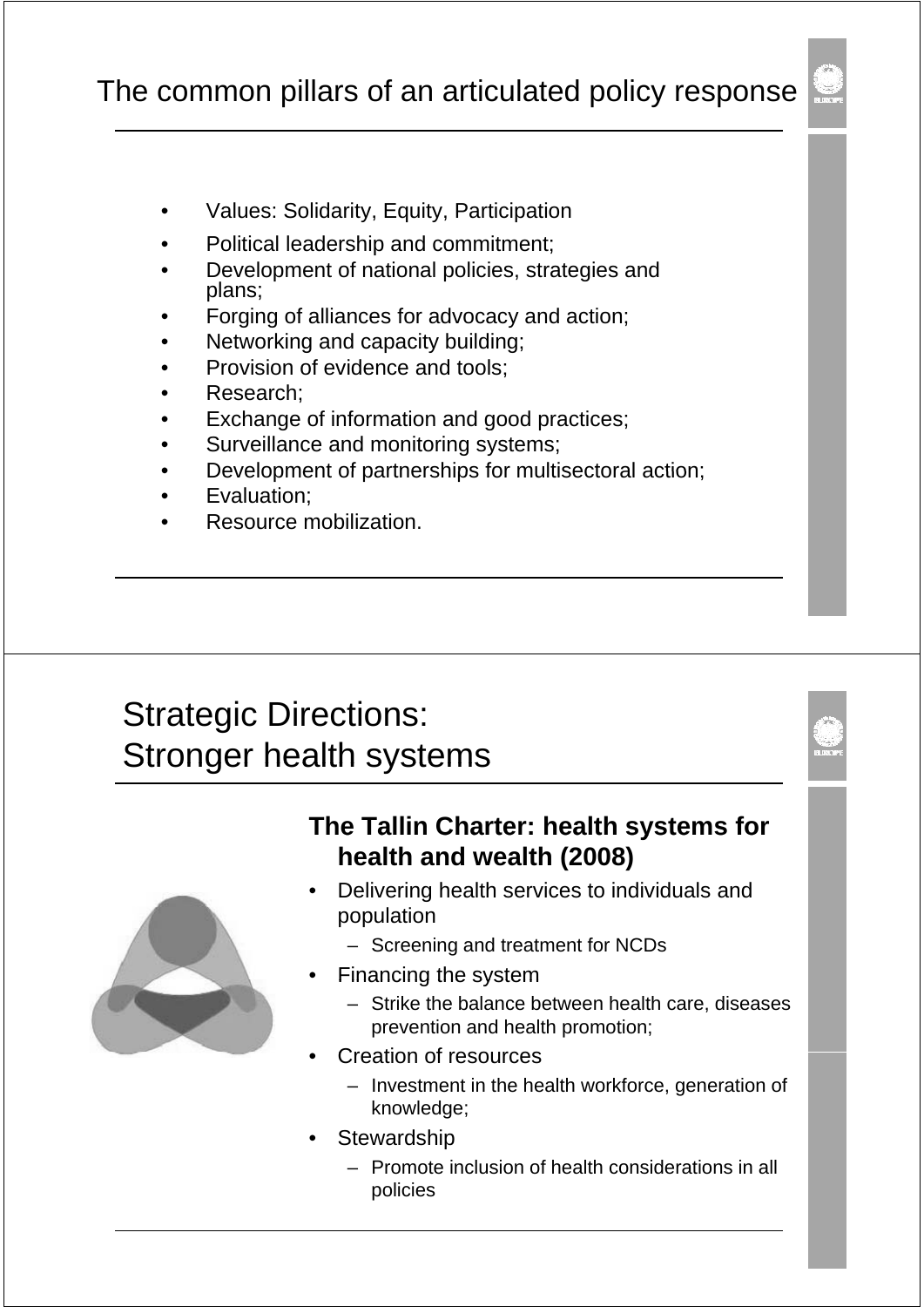# The common pillars of an articulated policy response

- Values: Solidarity, Equity, Participation
- Political leadership and commitment;
- Development of national policies, strategies and plans;
- Forging of alliances for advocacy and action;
- Networking and capacity building;
- Provision of evidence and tools;
- Research;
- Exchange of information and good practices;
- Surveillance and monitoring systems;
- Development of partnerships for multisectoral action;
- Evaluation;
- Resource mobilization.

# Strategic Directions: Stronger health systems

**The Tallin Charter: health systems for health and wealth (2008)**

- Delivering health services to individuals and population
  - Screening and treatment for NCDs
- Financing the system
  - Strike the balance between health care, diseases prevention and health promotion;
- Creation of resources
  - Investment in the health workforce, generation of knowledge;
- Stewardship
  - Promote inclusion of health considerations in all policies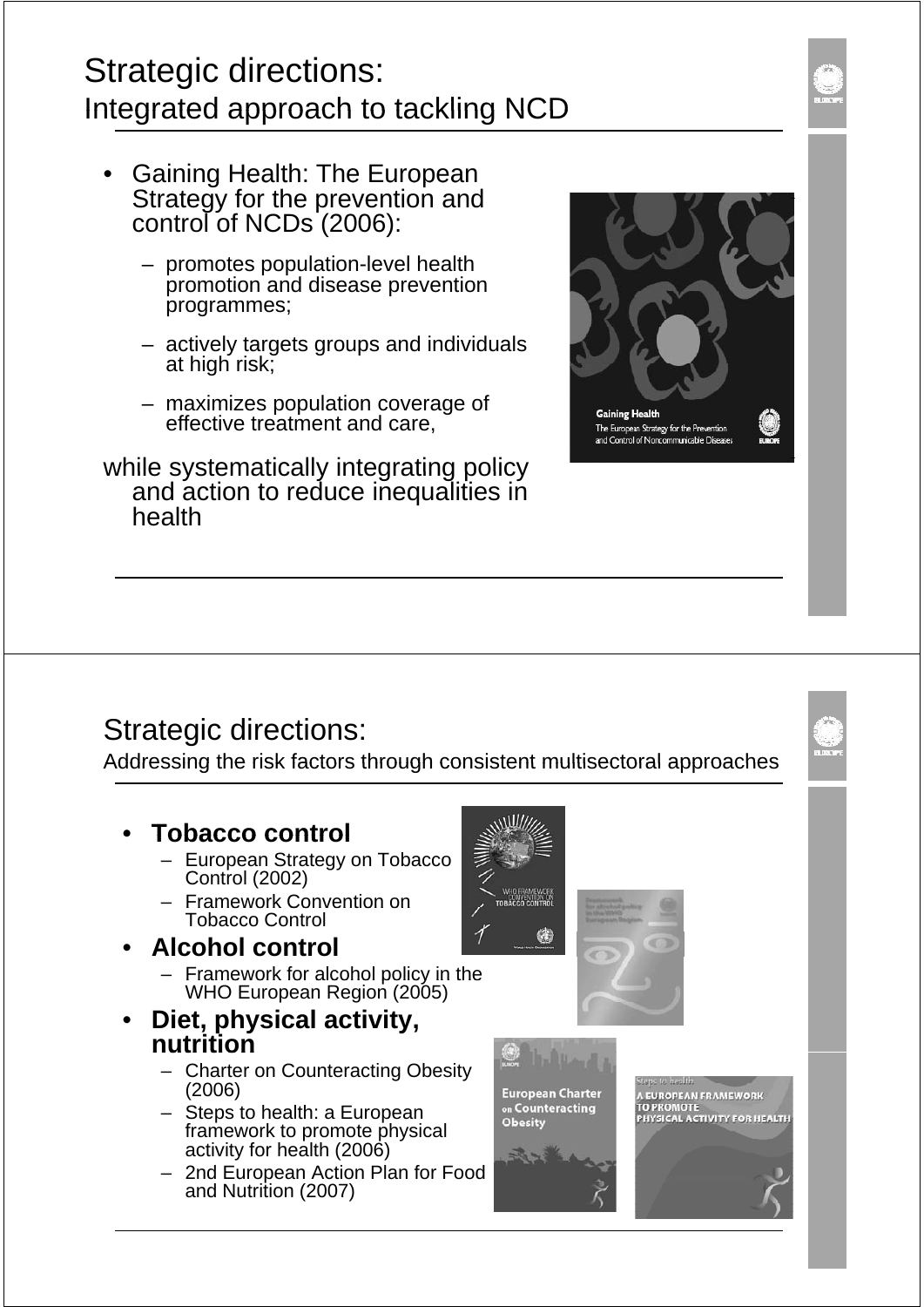# Strategic directions:
## Integrated approach to tackling NCD

- Gaining Health: The European Strategy for the prevention and control of NCDs (2006):
  - promotes population-level health promotion and disease prevention programmes;
  - actively targets groups and individuals at high risk;
  - maximizes population coverage of effective treatment and care,

while systematically integrating policy and action to reduce inequalities in health

# Strategic directions:
## Addressing the risk factors through consistent multisectoral approaches

- **Tobacco control**
  - European Strategy on Tobacco Control (2002)
  - Framework Convention on Tobacco Control
- **Alcohol control**
  - Framework for alcohol policy in the WHO European Region (2005)
- **Diet, physical activity, nutrition**
  - Charter on Counteracting Obesity (2006)
  - Steps to health: a European framework to promote physical activity for health (2006)
  - 2nd European Action Plan for Food and Nutrition (2007)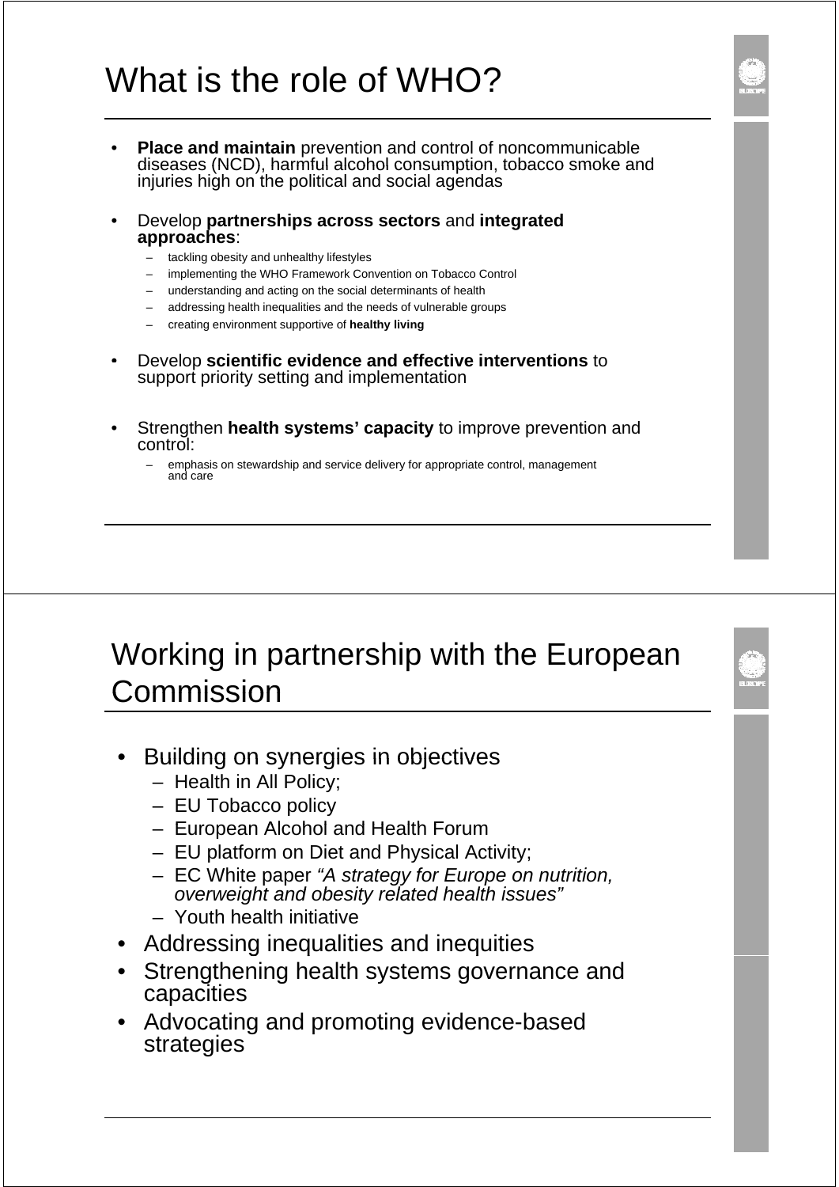# What is the role of WHO?

- **Place and maintain** prevention and control of noncommunicable diseases (NCD), harmful alcohol consumption, tobacco smoke and injuries high on the political and social agendas

- Develop **partnerships across sectors** and **integrated approaches**:
  - tackling obesity and unhealthy lifestyles
  - implementing the WHO Framework Convention on Tobacco Control
  - understanding and acting on the social determinants of health
  - addressing health inequalities and the needs of vulnerable groups
  - creating environment supportive of **healthy living**

- Develop **scientific evidence and effective interventions** to support priority setting and implementation

- Strengthen **health systems' capacity** to improve prevention and control:
  - emphasis on stewardship and service delivery for appropriate control, management and care

# Working in partnership with the European Commission

- Building on synergies in objectives
  - Health in All Policy;
  - EU Tobacco policy
  - European Alcohol and Health Forum
  - EU platform on Diet and Physical Activity;
  - EC White paper *"A strategy for Europe on nutrition, overweight and obesity related health issues"*
  - Youth health initiative
- Addressing inequalities and inequities
- Strengthening health systems governance and capacities
- Advocating and promoting evidence-based strategies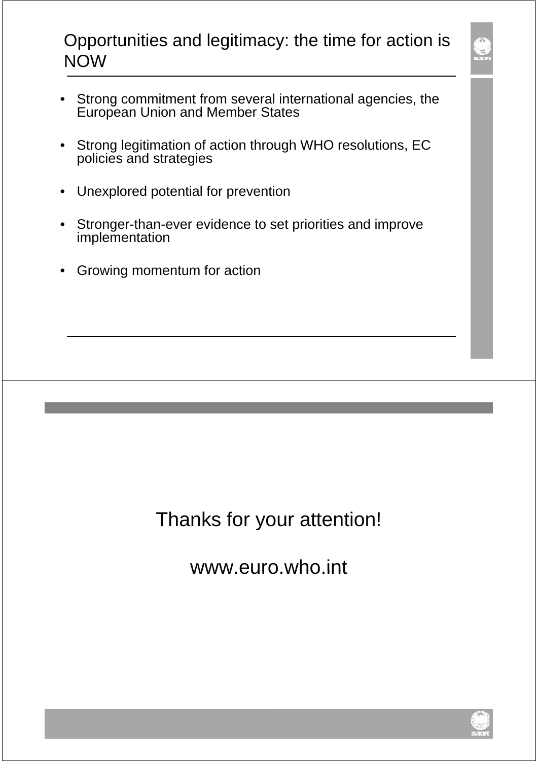## Opportunities and legitimacy: the time for action is NOW

- Strong commitment from several international agencies, the European Union and Member States
- Strong legitimation of action through WHO resolutions, EC policies and strategies
- Unexplored potential for prevention
- Stronger-than-ever evidence to set priorities and improve implementation
- Growing momentum for action

Thanks for your attention!

www.euro.who.int